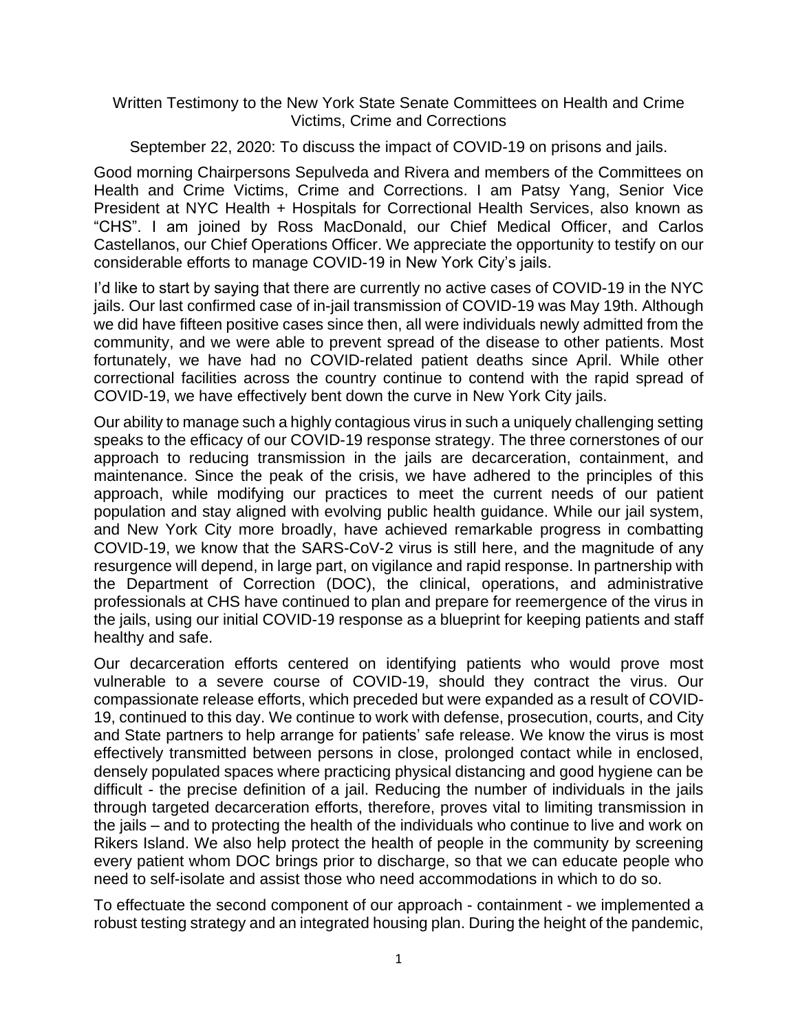Written Testimony to the New York State Senate Committees on Health and Crime Victims, Crime and Corrections

September 22, 2020: To discuss the impact of COVID-19 on prisons and jails.

Good morning Chairpersons Sepulveda and Rivera and members of the Committees on Health and Crime Victims, Crime and Corrections. I am Patsy Yang, Senior Vice President at NYC Health + Hospitals for Correctional Health Services, also known as "CHS". I am joined by Ross MacDonald, our Chief Medical Officer, and Carlos Castellanos, our Chief Operations Officer. We appreciate the opportunity to testify on our considerable efforts to manage COVID-19 in New York City's jails.

I'd like to start by saying that there are currently no active cases of COVID-19 in the NYC jails. Our last confirmed case of in-jail transmission of COVID-19 was May 19th. Although we did have fifteen positive cases since then, all were individuals newly admitted from the community, and we were able to prevent spread of the disease to other patients. Most fortunately, we have had no COVID-related patient deaths since April. While other correctional facilities across the country continue to contend with the rapid spread of COVID-19, we have effectively bent down the curve in New York City jails.

Our ability to manage such a highly contagious virus in such a uniquely challenging setting speaks to the efficacy of our COVID-19 response strategy. The three cornerstones of our approach to reducing transmission in the jails are decarceration, containment, and maintenance. Since the peak of the crisis, we have adhered to the principles of this approach, while modifying our practices to meet the current needs of our patient population and stay aligned with evolving public health guidance. While our jail system, and New York City more broadly, have achieved remarkable progress in combatting COVID-19, we know that the SARS-CoV-2 virus is still here, and the magnitude of any resurgence will depend, in large part, on vigilance and rapid response. In partnership with the Department of Correction (DOC), the clinical, operations, and administrative professionals at CHS have continued to plan and prepare for reemergence of the virus in the jails, using our initial COVID-19 response as a blueprint for keeping patients and staff healthy and safe.

Our decarceration efforts centered on identifying patients who would prove most vulnerable to a severe course of COVID-19, should they contract the virus. Our compassionate release efforts, which preceded but were expanded as a result of COVID-19, continued to this day. We continue to work with defense, prosecution, courts, and City and State partners to help arrange for patients' safe release. We know the virus is most effectively transmitted between persons in close, prolonged contact while in enclosed, densely populated spaces where practicing physical distancing and good hygiene can be difficult - the precise definition of a jail. Reducing the number of individuals in the jails through targeted decarceration efforts, therefore, proves vital to limiting transmission in the jails – and to protecting the health of the individuals who continue to live and work on Rikers Island. We also help protect the health of people in the community by screening every patient whom DOC brings prior to discharge, so that we can educate people who need to self-isolate and assist those who need accommodations in which to do so.

To effectuate the second component of our approach - containment - we implemented a robust testing strategy and an integrated housing plan. During the height of the pandemic,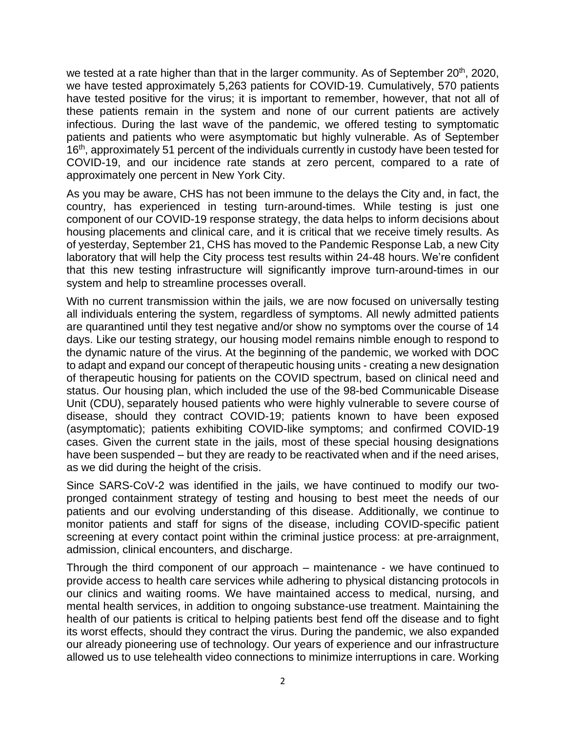we tested at a rate higher than that in the larger community. As of September 20th, 2020, we have tested approximately 5,263 patients for COVID-19. Cumulatively, 570 patients have tested positive for the virus; it is important to remember, however, that not all of these patients remain in the system and none of our current patients are actively infectious. During the last wave of the pandemic, we offered testing to symptomatic patients and patients who were asymptomatic but highly vulnerable. As of September 16th, approximately 51 percent of the individuals currently in custody have been tested for COVID-19, and our incidence rate stands at zero percent, compared to a rate of approximately one percent in New York City.

As you may be aware, CHS has not been immune to the delays the City and, in fact, the country, has experienced in testing turn-around-times. While testing is just one component of our COVID-19 response strategy, the data helps to inform decisions about housing placements and clinical care, and it is critical that we receive timely results. As of yesterday, September 21, CHS has moved to the Pandemic Response Lab, a new City laboratory that will help the City process test results within 24-48 hours. We're confident that this new testing infrastructure will significantly improve turn-around-times in our system and help to streamline processes overall.

With no current transmission within the jails, we are now focused on universally testing all individuals entering the system, regardless of symptoms. All newly admitted patients are quarantined until they test negative and/or show no symptoms over the course of 14 days. Like our testing strategy, our housing model remains nimble enough to respond to the dynamic nature of the virus. At the beginning of the pandemic, we worked with DOC to adapt and expand our concept of therapeutic housing units - creating a new designation of therapeutic housing for patients on the COVID spectrum, based on clinical need and status. Our housing plan, which included the use of the 98-bed Communicable Disease Unit (CDU), separately housed patients who were highly vulnerable to severe course of disease, should they contract COVID-19; patients known to have been exposed (asymptomatic); patients exhibiting COVID-like symptoms; and confirmed COVID-19 cases. Given the current state in the jails, most of these special housing designations have been suspended – but they are ready to be reactivated when and if the need arises, as we did during the height of the crisis.

Since SARS-CoV-2 was identified in the jails, we have continued to modify our two-pronged containment strategy of testing and housing to best meet the needs of our patients and our evolving understanding of this disease. Additionally, we continue to monitor patients and staff for signs of the disease, including COVID-specific patient screening at every contact point within the criminal justice process: at pre-arraignment, admission, clinical encounters, and discharge.

Through the third component of our approach – maintenance - we have continued to provide access to health care services while adhering to physical distancing protocols in our clinics and waiting rooms. We have maintained access to medical, nursing, and mental health services, in addition to ongoing substance-use treatment. Maintaining the health of our patients is critical to helping patients best fend off the disease and to fight its worst effects, should they contract the virus. During the pandemic, we also expanded our already pioneering use of technology. Our years of experience and our infrastructure allowed us to use telehealth video connections to minimize interruptions in care. Working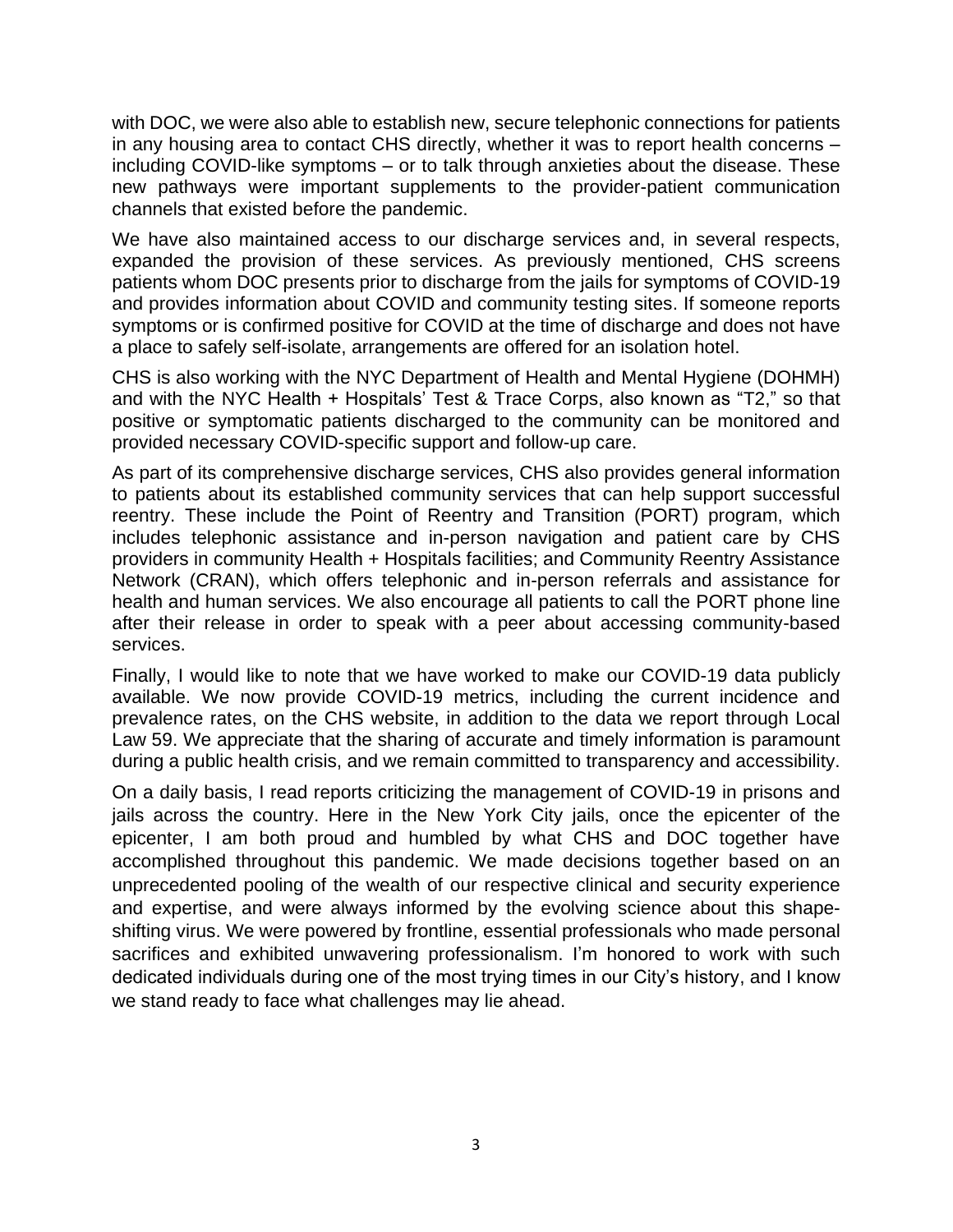with DOC, we were also able to establish new, secure telephonic connections for patients in any housing area to contact CHS directly, whether it was to report health concerns – including COVID-like symptoms – or to talk through anxieties about the disease. These new pathways were important supplements to the provider-patient communication channels that existed before the pandemic.

We have also maintained access to our discharge services and, in several respects, expanded the provision of these services. As previously mentioned, CHS screens patients whom DOC presents prior to discharge from the jails for symptoms of COVID-19 and provides information about COVID and community testing sites. If someone reports symptoms or is confirmed positive for COVID at the time of discharge and does not have a place to safely self-isolate, arrangements are offered for an isolation hotel.

CHS is also working with the NYC Department of Health and Mental Hygiene (DOHMH) and with the NYC Health + Hospitals' Test & Trace Corps, also known as "T2," so that positive or symptomatic patients discharged to the community can be monitored and provided necessary COVID-specific support and follow-up care.

As part of its comprehensive discharge services, CHS also provides general information to patients about its established community services that can help support successful reentry. These include the Point of Reentry and Transition (PORT) program, which includes telephonic assistance and in-person navigation and patient care by CHS providers in community Health + Hospitals facilities; and Community Reentry Assistance Network (CRAN), which offers telephonic and in-person referrals and assistance for health and human services. We also encourage all patients to call the PORT phone line after their release in order to speak with a peer about accessing community-based services.

Finally, I would like to note that we have worked to make our COVID-19 data publicly available. We now provide COVID-19 metrics, including the current incidence and prevalence rates, on the CHS website, in addition to the data we report through Local Law 59. We appreciate that the sharing of accurate and timely information is paramount during a public health crisis, and we remain committed to transparency and accessibility.

On a daily basis, I read reports criticizing the management of COVID-19 in prisons and jails across the country. Here in the New York City jails, once the epicenter of the epicenter, I am both proud and humbled by what CHS and DOC together have accomplished throughout this pandemic. We made decisions together based on an unprecedented pooling of the wealth of our respective clinical and security experience and expertise, and were always informed by the evolving science about this shape-shifting virus. We were powered by frontline, essential professionals who made personal sacrifices and exhibited unwavering professionalism. I'm honored to work with such dedicated individuals during one of the most trying times in our City's history, and I know we stand ready to face what challenges may lie ahead.